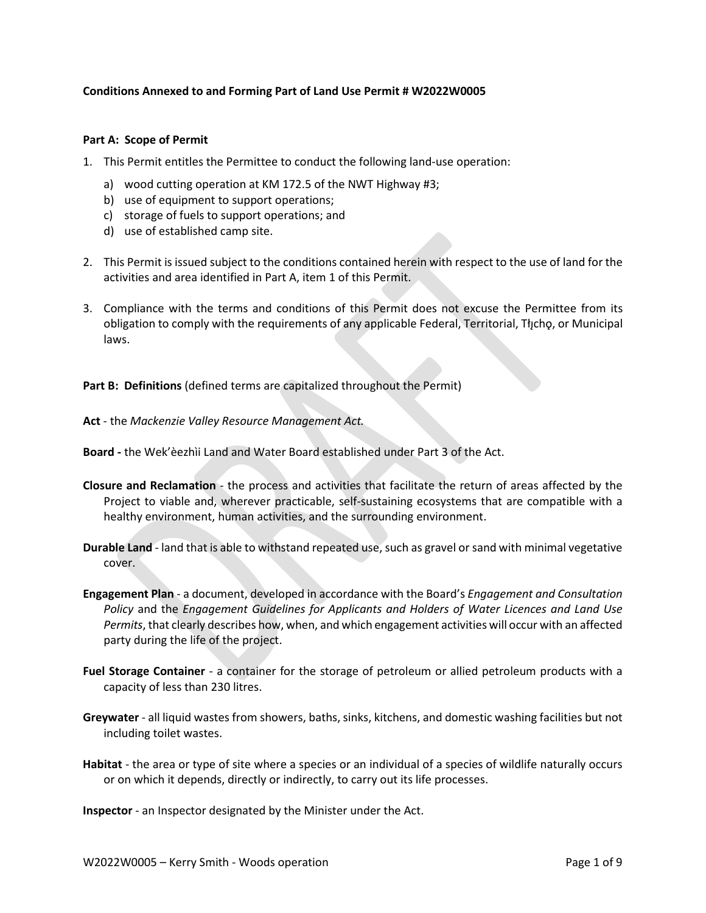**Conditions Annexed to and Forming Part of Land Use Permit # W2022W0005**

**Part A: Scope of Permit**

1. This Permit entitles the Permittee to conduct the following land-use operation:
   a) wood cutting operation at KM 172.5 of the NWT Highway #3;
   b) use of equipment to support operations;
   c) storage of fuels to support operations; and
   d) use of established camp site.

2. This Permit is issued subject to the conditions contained herein with respect to the use of land for the activities and area identified in Part A, item 1 of this Permit.

3. Compliance with the terms and conditions of this Permit does not excuse the Permittee from its obligation to comply with the requirements of any applicable Federal, Territorial, Tłı̨chǫ, or Municipal laws.

**Part B: Definitions** (defined terms are capitalized throughout the Permit)

**Act** - the *Mackenzie Valley Resource Management Act.*

**Board -** the Wek'èezhìi Land and Water Board established under Part 3 of the Act.

**Closure and Reclamation** - the process and activities that facilitate the return of areas affected by the Project to viable and, wherever practicable, self-sustaining ecosystems that are compatible with a healthy environment, human activities, and the surrounding environment.

**Durable Land** - land that is able to withstand repeated use, such as gravel or sand with minimal vegetative cover.

**Engagement Plan** - a document, developed in accordance with the Board's *Engagement and Consultation Policy* and the *Engagement Guidelines for Applicants and Holders of Water Licences and Land Use Permits*, that clearly describes how, when, and which engagement activities will occur with an affected party during the life of the project.

**Fuel Storage Container** - a container for the storage of petroleum or allied petroleum products with a capacity of less than 230 litres.

**Greywater** - all liquid wastes from showers, baths, sinks, kitchens, and domestic washing facilities but not including toilet wastes.

**Habitat** - the area or type of site where a species or an individual of a species of wildlife naturally occurs or on which it depends, directly or indirectly, to carry out its life processes.

**Inspector** - an Inspector designated by the Minister under the Act.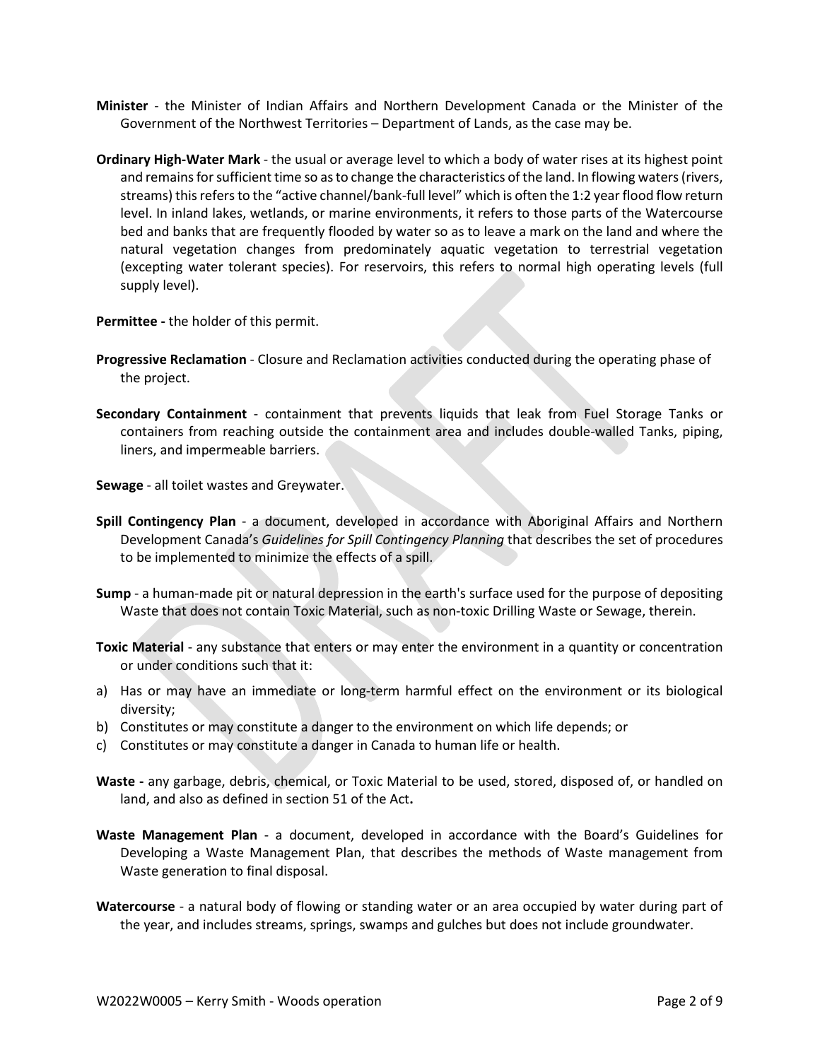**Minister** - the Minister of Indian Affairs and Northern Development Canada or the Minister of the Government of the Northwest Territories – Department of Lands, as the case may be.

**Ordinary High-Water Mark** - the usual or average level to which a body of water rises at its highest point and remains for sufficient time so as to change the characteristics of the land. In flowing waters (rivers, streams) this refers to the "active channel/bank-full level" which is often the 1:2 year flood flow return level. In inland lakes, wetlands, or marine environments, it refers to those parts of the Watercourse bed and banks that are frequently flooded by water so as to leave a mark on the land and where the natural vegetation changes from predominately aquatic vegetation to terrestrial vegetation (excepting water tolerant species). For reservoirs, this refers to normal high operating levels (full supply level).

**Permittee -** the holder of this permit.

**Progressive Reclamation** - Closure and Reclamation activities conducted during the operating phase of the project.

**Secondary Containment** - containment that prevents liquids that leak from Fuel Storage Tanks or containers from reaching outside the containment area and includes double-walled Tanks, piping, liners, and impermeable barriers.

**Sewage** - all toilet wastes and Greywater.

**Spill Contingency Plan** - a document, developed in accordance with Aboriginal Affairs and Northern Development Canada's *Guidelines for Spill Contingency Planning* that describes the set of procedures to be implemented to minimize the effects of a spill.

**Sump** - a human-made pit or natural depression in the earth's surface used for the purpose of depositing Waste that does not contain Toxic Material, such as non-toxic Drilling Waste or Sewage, therein.

**Toxic Material** - any substance that enters or may enter the environment in a quantity or concentration or under conditions such that it:

a) Has or may have an immediate or long-term harmful effect on the environment or its biological diversity;
b) Constitutes or may constitute a danger to the environment on which life depends; or
c) Constitutes or may constitute a danger in Canada to human life or health.

**Waste -** any garbage, debris, chemical, or Toxic Material to be used, stored, disposed of, or handled on land, and also as defined in section 51 of the Act**.**

**Waste Management Plan** - a document, developed in accordance with the Board's Guidelines for Developing a Waste Management Plan, that describes the methods of Waste management from Waste generation to final disposal.

**Watercourse** - a natural body of flowing or standing water or an area occupied by water during part of the year, and includes streams, springs, swamps and gulches but does not include groundwater.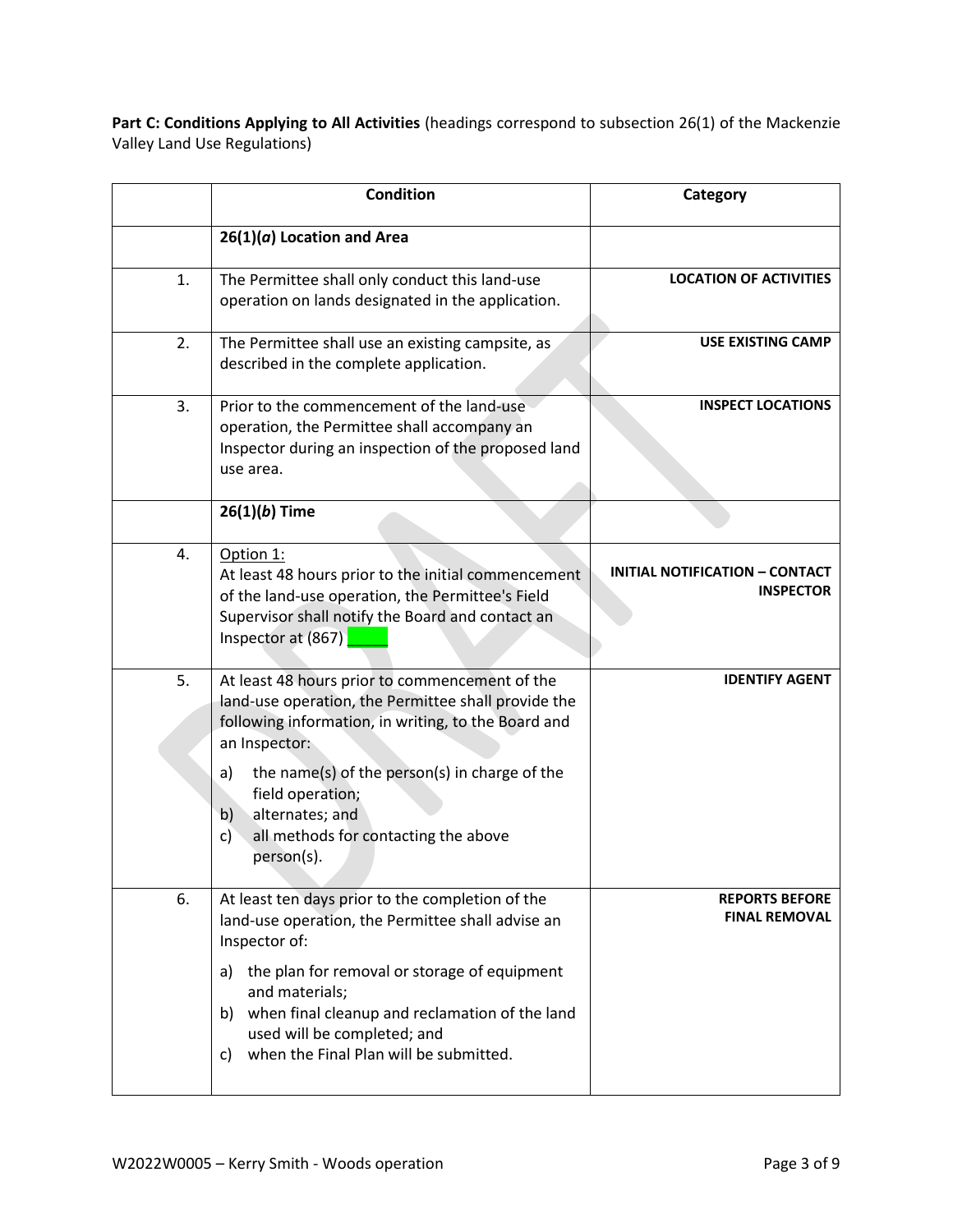**Part C: Conditions Applying to All Activities** (headings correspond to subsection 26(1) of the Mackenzie Valley Land Use Regulations)

| | Condition | Category |
|---|---|---|
| | **26(1)(*a*) Location and Area** | |
| 1. | The Permittee shall only conduct this land-use operation on lands designated in the application. | **LOCATION OF ACTIVITIES** |
| 2. | The Permittee shall use an existing campsite, as described in the complete application. | **USE EXISTING CAMP** |
| 3. | Prior to the commencement of the land-use operation, the Permittee shall accompany an Inspector during an inspection of the proposed land use area. | **INSPECT LOCATIONS** |
| | **26(1)(*b*) Time** | |
| 4. | Option 1:<br>At least 48 hours prior to the initial commencement of the land-use operation, the Permittee's Field Supervisor shall notify the Board and contact an Inspector at (867) _____ | **INITIAL NOTIFICATION – CONTACT INSPECTOR** |
| 5. | At least 48 hours prior to commencement of the land-use operation, the Permittee shall provide the following information, in writing, to the Board and an Inspector:<br>a) the name(s) of the person(s) in charge of the field operation;<br>b) alternates; and<br>c) all methods for contacting the above person(s). | **IDENTIFY AGENT** |
| 6. | At least ten days prior to the completion of the land-use operation, the Permittee shall advise an Inspector of:<br>a) the plan for removal or storage of equipment and materials;<br>b) when final cleanup and reclamation of the land used will be completed; and<br>c) when the Final Plan will be submitted. | **REPORTS BEFORE FINAL REMOVAL** |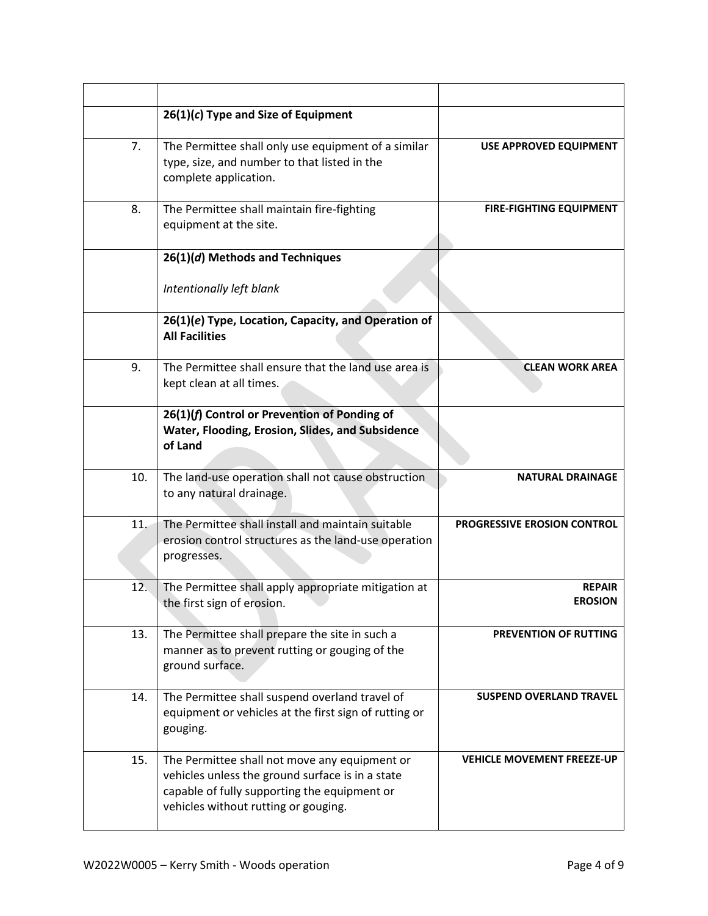| | | |
|---|---|---|
| | **26(1)(*c*) Type and Size of Equipment** | |
| 7. | The Permittee shall only use equipment of a similar type, size, and number to that listed in the complete application. | **USE APPROVED EQUIPMENT** |
| 8. | The Permittee shall maintain fire-fighting equipment at the site. | **FIRE-FIGHTING EQUIPMENT** |
| | **26(1)(*d*) Methods and Techniques**<br><br>*Intentionally left blank* | |
| | **26(1)(*e*) Type, Location, Capacity, and Operation of All Facilities** | |
| 9. | The Permittee shall ensure that the land use area is kept clean at all times. | **CLEAN WORK AREA** |
| | **26(1)(*f*) Control or Prevention of Ponding of Water, Flooding, Erosion, Slides, and Subsidence of Land** | |
| 10. | The land-use operation shall not cause obstruction to any natural drainage. | **NATURAL DRAINAGE** |
| 11. | The Permittee shall install and maintain suitable erosion control structures as the land-use operation progresses. | **PROGRESSIVE EROSION CONTROL** |
| 12. | The Permittee shall apply appropriate mitigation at the first sign of erosion. | **REPAIR EROSION** |
| 13. | The Permittee shall prepare the site in such a manner as to prevent rutting or gouging of the ground surface. | **PREVENTION OF RUTTING** |
| 14. | The Permittee shall suspend overland travel of equipment or vehicles at the first sign of rutting or gouging. | **SUSPEND OVERLAND TRAVEL** |
| 15. | The Permittee shall not move any equipment or vehicles unless the ground surface is in a state capable of fully supporting the equipment or vehicles without rutting or gouging. | **VEHICLE MOVEMENT FREEZE-UP** |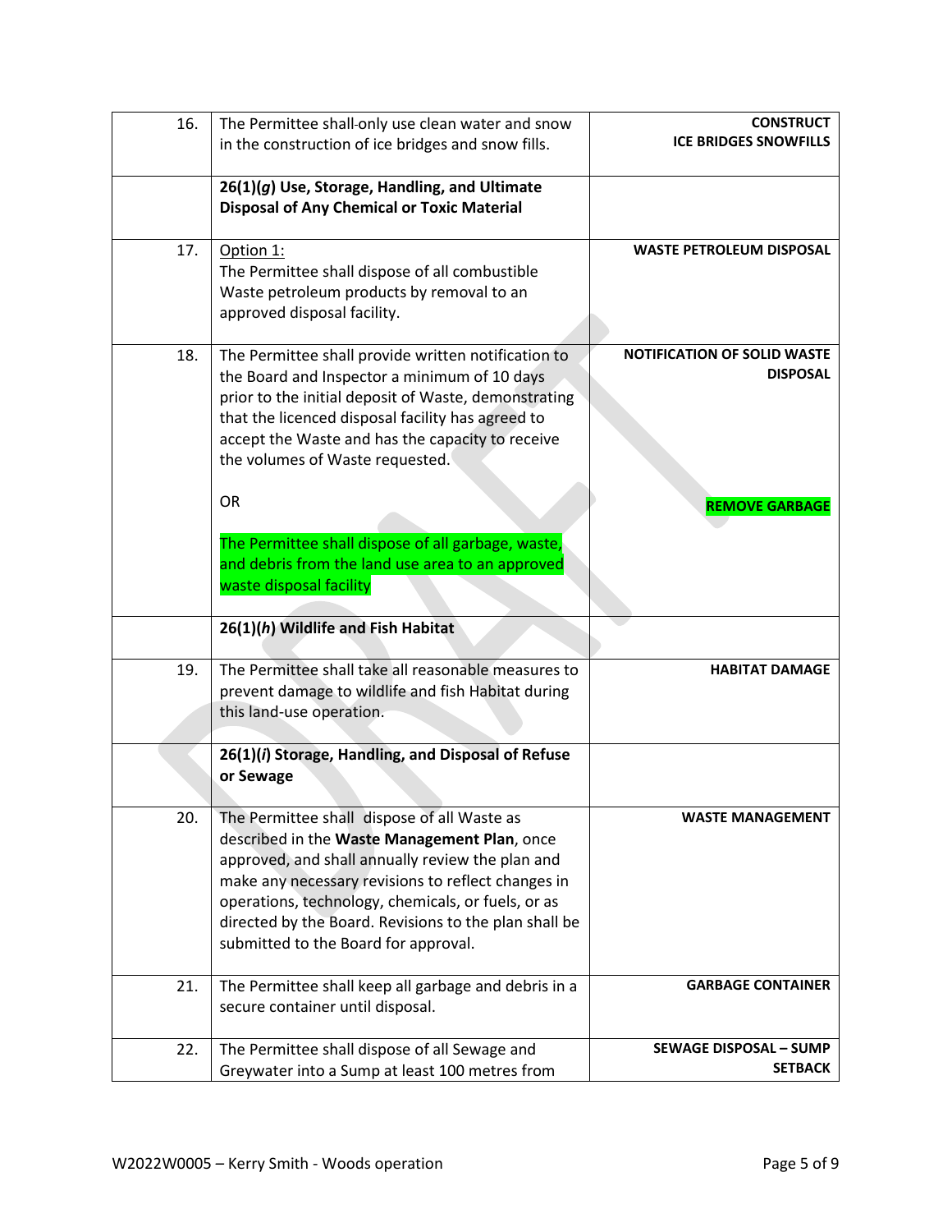| | | |
|---|---|---|
| 16. | The Permittee shall only use clean water and snow in the construction of ice bridges and snow fills. | **CONSTRUCT ICE BRIDGES SNOWFILLS** |
| | **26(1)(*g*) Use, Storage, Handling, and Ultimate Disposal of Any Chemical or Toxic Material** | |
| 17. | Option 1:<br>The Permittee shall dispose of all combustible Waste petroleum products by removal to an approved disposal facility. | **WASTE PETROLEUM DISPOSAL** |
| 18. | The Permittee shall provide written notification to the Board and Inspector a minimum of 10 days prior to the initial deposit of Waste, demonstrating that the licenced disposal facility has agreed to accept the Waste and has the capacity to receive the volumes of Waste requested.<br><br>OR<br><br>The Permittee shall dispose of all garbage, waste, and debris from the land use area to an approved waste disposal facility | **NOTIFICATION OF SOLID WASTE DISPOSAL**<br><br>**REMOVE GARBAGE** |
| | **26(1)(*h*) Wildlife and Fish Habitat** | |
| 19. | The Permittee shall take all reasonable measures to prevent damage to wildlife and fish Habitat during this land-use operation. | **HABITAT DAMAGE** |
| | **26(1)(*i*) Storage, Handling, and Disposal of Refuse or Sewage** | |
| 20. | The Permittee shall dispose of all Waste as described in the **Waste Management Plan**, once approved, and shall annually review the plan and make any necessary revisions to reflect changes in operations, technology, chemicals, or fuels, or as directed by the Board. Revisions to the plan shall be submitted to the Board for approval. | **WASTE MANAGEMENT** |
| 21. | The Permittee shall keep all garbage and debris in a secure container until disposal. | **GARBAGE CONTAINER** |
| 22. | The Permittee shall dispose of all Sewage and Greywater into a Sump at least 100 metres from | **SEWAGE DISPOSAL – SUMP SETBACK** |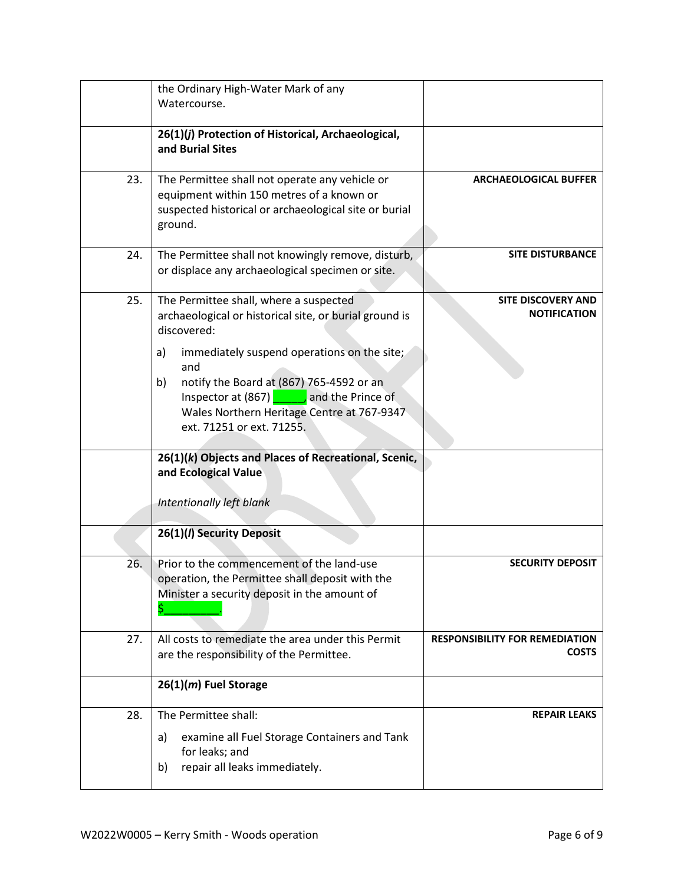| | | |
|---|---|---|
| | the Ordinary High-Water Mark of any Watercourse. | |
| | **26(1)(*j*) Protection of Historical, Archaeological, and Burial Sites** | |
| 23. | The Permittee shall not operate any vehicle or equipment within 150 metres of a known or suspected historical or archaeological site or burial ground. | **ARCHAEOLOGICAL BUFFER** |
| 24. | The Permittee shall not knowingly remove, disturb, or displace any archaeological specimen or site. | **SITE DISTURBANCE** |
| 25. | The Permittee shall, where a suspected archaeological or historical site, or burial ground is discovered:<br><br>a) immediately suspend operations on the site; and<br>b) notify the Board at (867) 765-4592 or an Inspector at (867) _____, and the Prince of Wales Northern Heritage Centre at 767-9347 ext. 71251 or ext. 71255. | **SITE DISCOVERY AND NOTIFICATION** |
| | **26(1)(*k*) Objects and Places of Recreational, Scenic, and Ecological Value**<br><br>*Intentionally left blank* | |
| | **26(1)(*l*) Security Deposit** | |
| 26. | Prior to the commencement of the land-use operation, the Permittee shall deposit with the Minister a security deposit in the amount of $_________. | **SECURITY DEPOSIT** |
| 27. | All costs to remediate the area under this Permit are the responsibility of the Permittee. | **RESPONSIBILITY FOR REMEDIATION COSTS** |
| | **26(1)(*m*) Fuel Storage** | |
| 28. | The Permittee shall:<br><br>a) examine all Fuel Storage Containers and Tank for leaks; and<br>b) repair all leaks immediately. | **REPAIR LEAKS** |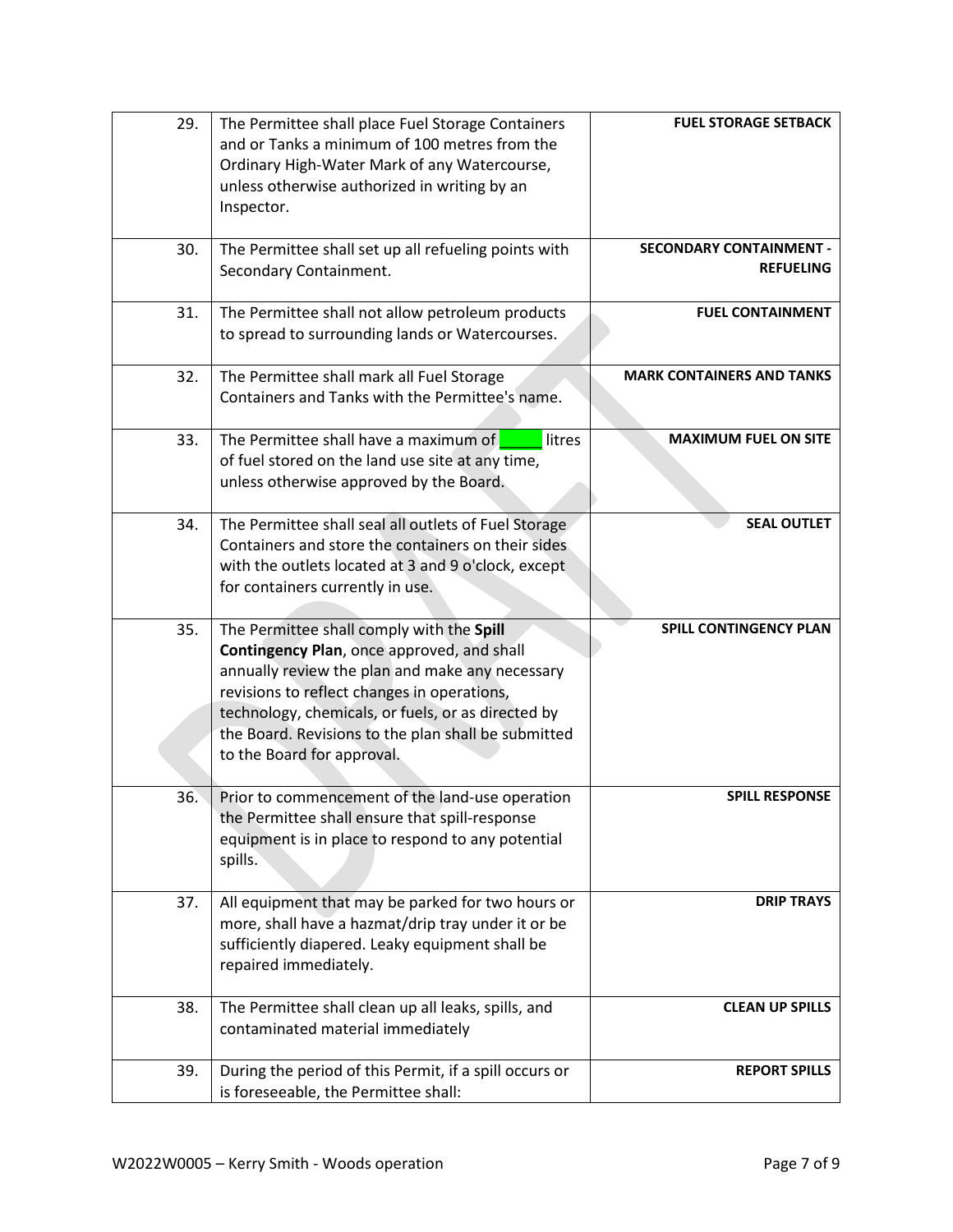| | | |
|---|---|---|
| 29. | The Permittee shall place Fuel Storage Containers and or Tanks a minimum of 100 metres from the Ordinary High-Water Mark of any Watercourse, unless otherwise authorized in writing by an Inspector. | **FUEL STORAGE SETBACK** |
| 30. | The Permittee shall set up all refueling points with Secondary Containment. | **SECONDARY CONTAINMENT - REFUELING** |
| 31. | The Permittee shall not allow petroleum products to spread to surrounding lands or Watercourses. | **FUEL CONTAINMENT** |
| 32. | The Permittee shall mark all Fuel Storage Containers and Tanks with the Permittee's name. | **MARK CONTAINERS AND TANKS** |
| 33. | The Permittee shall have a maximum of _____ litres of fuel stored on the land use site at any time, unless otherwise approved by the Board. | **MAXIMUM FUEL ON SITE** |
| 34. | The Permittee shall seal all outlets of Fuel Storage Containers and store the containers on their sides with the outlets located at 3 and 9 o'clock, except for containers currently in use. | **SEAL OUTLET** |
| 35. | The Permittee shall comply with the **Spill Contingency Plan**, once approved, and shall annually review the plan and make any necessary revisions to reflect changes in operations, technology, chemicals, or fuels, or as directed by the Board. Revisions to the plan shall be submitted to the Board for approval. | **SPILL CONTINGENCY PLAN** |
| 36. | Prior to commencement of the land-use operation the Permittee shall ensure that spill-response equipment is in place to respond to any potential spills. | **SPILL RESPONSE** |
| 37. | All equipment that may be parked for two hours or more, shall have a hazmat/drip tray under it or be sufficiently diapered. Leaky equipment shall be repaired immediately. | **DRIP TRAYS** |
| 38. | The Permittee shall clean up all leaks, spills, and contaminated material immediately | **CLEAN UP SPILLS** |
| 39. | During the period of this Permit, if a spill occurs or is foreseeable, the Permittee shall: | **REPORT SPILLS** |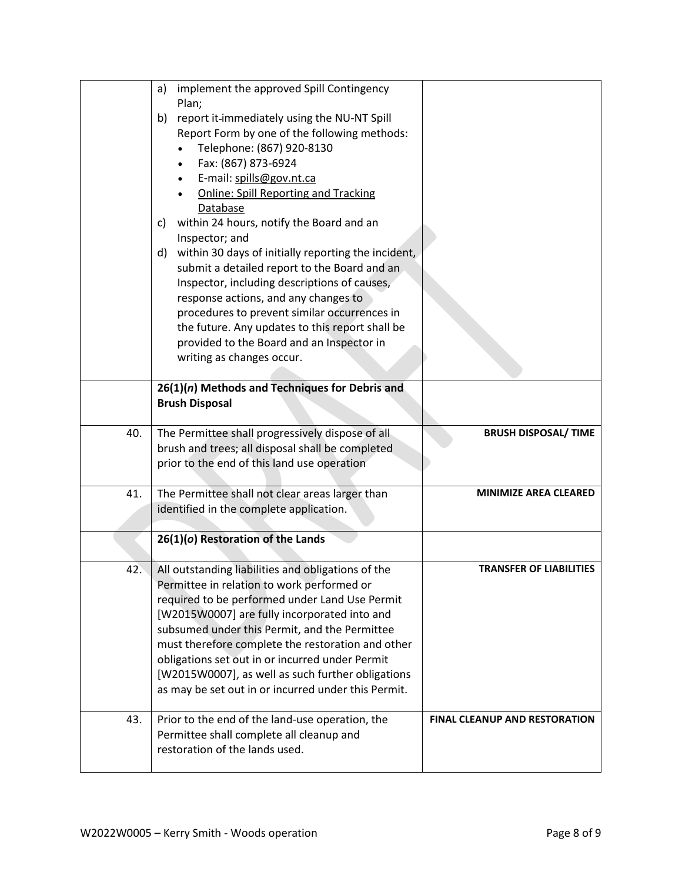| | | |
|---|---|---|
| | a) implement the approved Spill Contingency Plan;<br>b) report it immediately using the NU-NT Spill Report Form by one of the following methods:<br>• Telephone: (867) 920-8130<br>• Fax: (867) 873-6924<br>• E-mail: spills@gov.nt.ca<br>• Online: Spill Reporting and Tracking Database<br>c) within 24 hours, notify the Board and an Inspector; and<br>d) within 30 days of initially reporting the incident, submit a detailed report to the Board and an Inspector, including descriptions of causes, response actions, and any changes to procedures to prevent similar occurrences in the future. Any updates to this report shall be provided to the Board and an Inspector in writing as changes occur. | |
| | **26(1)(*n*) Methods and Techniques for Debris and Brush Disposal** | |
| 40. | The Permittee shall progressively dispose of all brush and trees; all disposal shall be completed prior to the end of this land use operation | **BRUSH DISPOSAL/ TIME** |
| 41. | The Permittee shall not clear areas larger than identified in the complete application. | **MINIMIZE AREA CLEARED** |
| | **26(1)(*o*) Restoration of the Lands** | |
| 42. | All outstanding liabilities and obligations of the Permittee in relation to work performed or required to be performed under Land Use Permit [W2015W0007] are fully incorporated into and subsumed under this Permit, and the Permittee must therefore complete the restoration and other obligations set out in or incurred under Permit [W2015W0007], as well as such further obligations as may be set out in or incurred under this Permit. | **TRANSFER OF LIABILITIES** |
| 43. | Prior to the end of the land-use operation, the Permittee shall complete all cleanup and restoration of the lands used. | **FINAL CLEANUP AND RESTORATION** |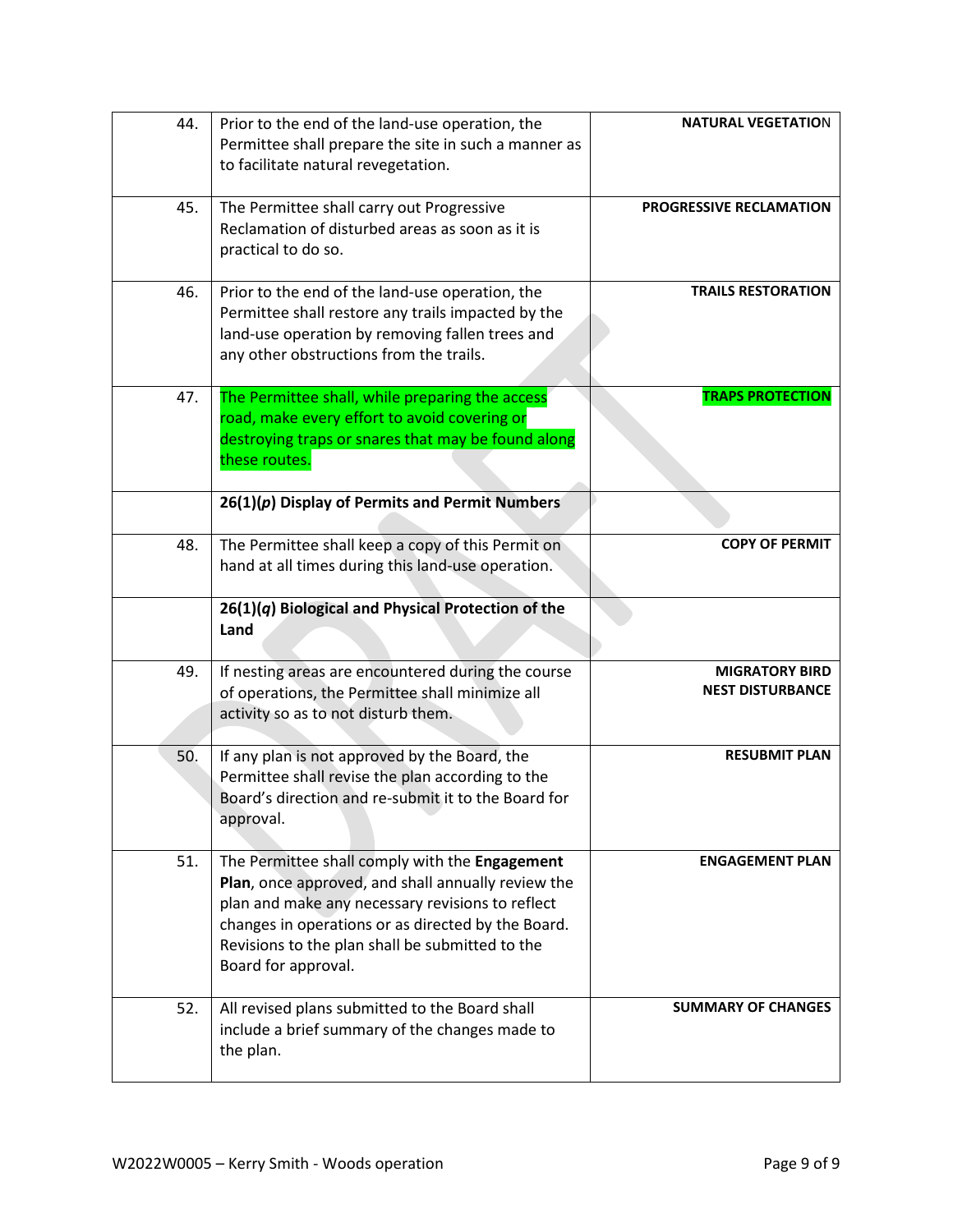| | | |
|---|---|---|
| 44. | Prior to the end of the land-use operation, the Permittee shall prepare the site in such a manner as to facilitate natural revegetation. | **NATURAL VEGETATION** |
| 45. | The Permittee shall carry out Progressive Reclamation of disturbed areas as soon as it is practical to do so. | **PROGRESSIVE RECLAMATION** |
| 46. | Prior to the end of the land-use operation, the Permittee shall restore any trails impacted by the land-use operation by removing fallen trees and any other obstructions from the trails. | **TRAILS RESTORATION** |
| 47. | The Permittee shall, while preparing the access road, make every effort to avoid covering or destroying traps or snares that may be found along these routes. | **TRAPS PROTECTION** |
| | **26(1)(*p*) Display of Permits and Permit Numbers** | |
| 48. | The Permittee shall keep a copy of this Permit on hand at all times during this land-use operation. | **COPY OF PERMIT** |
| | **26(1)(*q*) Biological and Physical Protection of the Land** | |
| 49. | If nesting areas are encountered during the course of operations, the Permittee shall minimize all activity so as to not disturb them. | **MIGRATORY BIRD NEST DISTURBANCE** |
| 50. | If any plan is not approved by the Board, the Permittee shall revise the plan according to the Board's direction and re-submit it to the Board for approval. | **RESUBMIT PLAN** |
| 51. | The Permittee shall comply with the **Engagement Plan**, once approved, and shall annually review the plan and make any necessary revisions to reflect changes in operations or as directed by the Board. Revisions to the plan shall be submitted to the Board for approval. | **ENGAGEMENT PLAN** |
| 52. | All revised plans submitted to the Board shall include a brief summary of the changes made to the plan. | **SUMMARY OF CHANGES** |